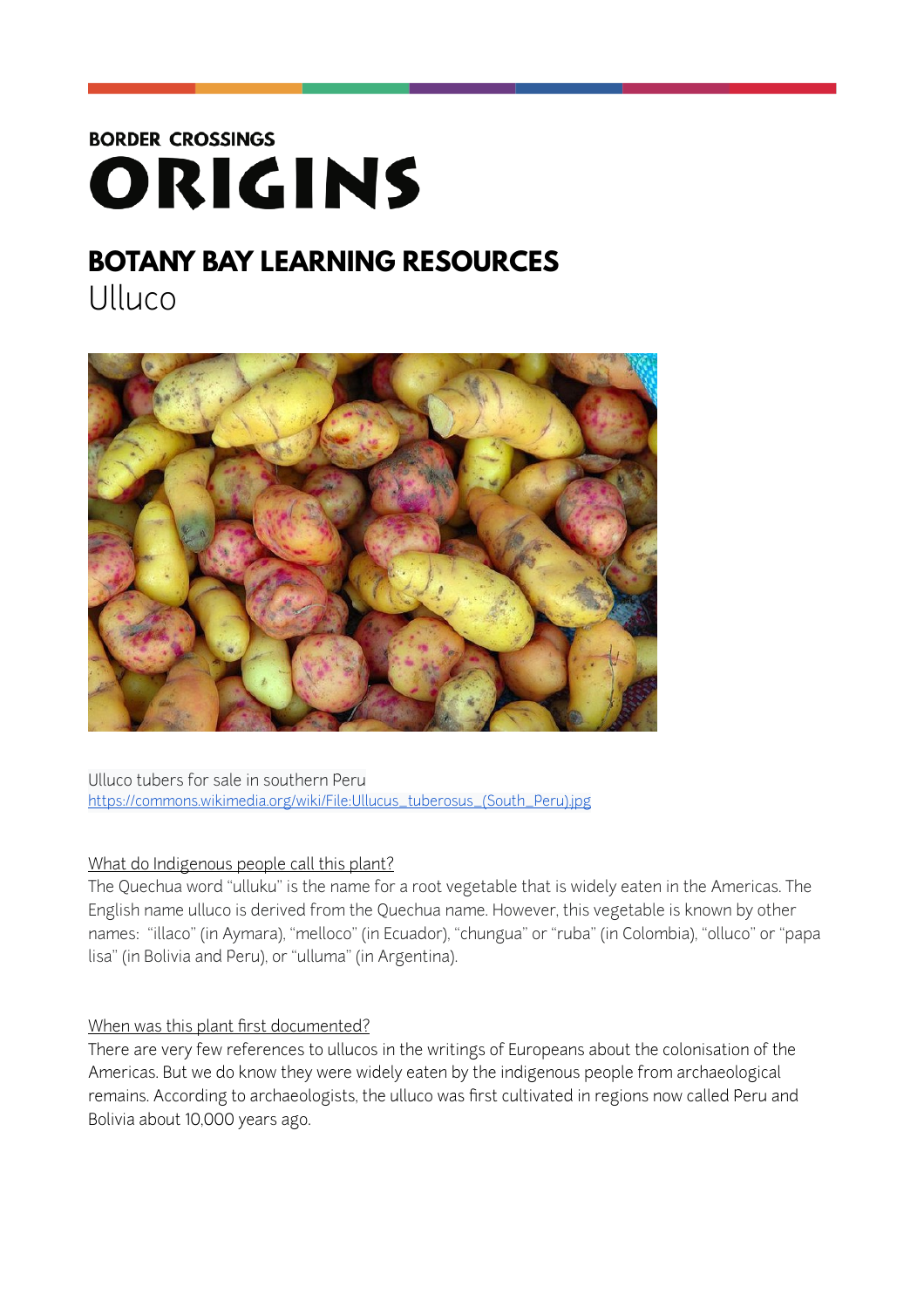BORDER CROSSINGS

# ORIGINS

## BOTANY BAY LEARNING RESOURCES

Ulluco

Ulluco tubers for sale in southern Peru
https://commons.wikimedia.org/wiki/File:Ullucus_tuberosus_(South_Peru).jpg

What do Indigenous people call this plant?

The Quechua word "ulluku" is the name for a root vegetable that is widely eaten in the Americas. The English name ulluco is derived from the Quechua name. However, this vegetable is known by other names: "illaco" (in Aymara), "melloco" (in Ecuador), "chungua" or "ruba" (in Colombia), "olluco" or "papa lisa" (in Bolivia and Peru), or "ulluma" (in Argentina).

When was this plant first documented?

There are very few references to ullucos in the writings of Europeans about the colonisation of the Americas. But we do know they were widely eaten by the indigenous people from archaeological remains. According to archaeologists, the ulluco was first cultivated in regions now called Peru and Bolivia about 10,000 years ago.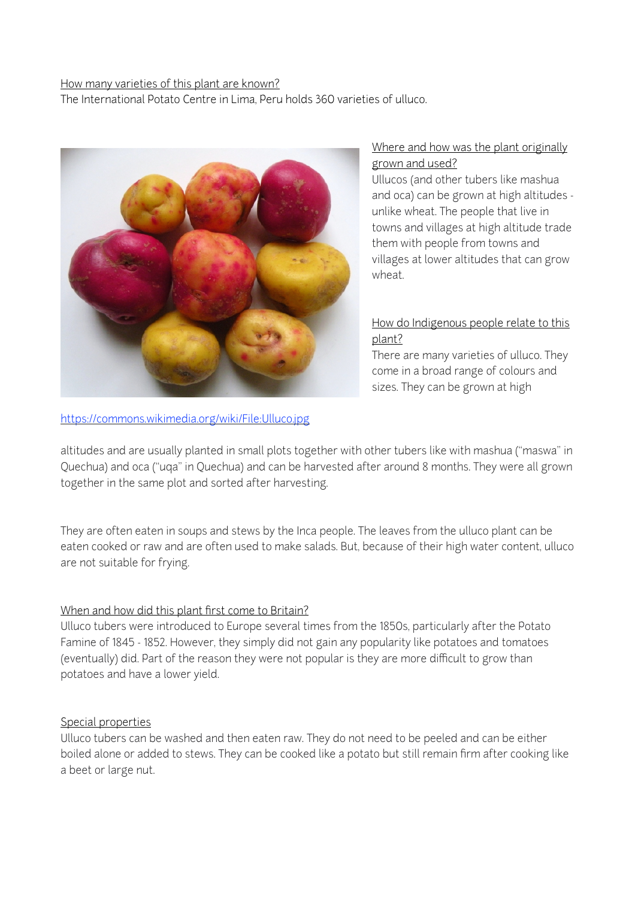How many varieties of this plant are known?

The International Potato Centre in Lima, Peru holds 360 varieties of ulluco.

https://commons.wikimedia.org/wiki/File:Ulluco.jpg

Where and how was the plant originally grown and used?

Ullucos (and other tubers like mashua and oca) can be grown at high altitudes - unlike wheat. The people that live in towns and villages at high altitude trade them with people from towns and villages at lower altitudes that can grow wheat.

How do Indigenous people relate to this plant?

There are many varieties of ulluco. They come in a broad range of colours and sizes. They can be grown at high altitudes and are usually planted in small plots together with other tubers like with mashua ("maswa" in Quechua) and oca ("uqa" in Quechua) and can be harvested after around 8 months. They were all grown together in the same plot and sorted after harvesting.

They are often eaten in soups and stews by the Inca people. The leaves from the ulluco plant can be eaten cooked or raw and are often used to make salads. But, because of their high water content, ulluco are not suitable for frying.

When and how did this plant first come to Britain?

Ulluco tubers were introduced to Europe several times from the 1850s, particularly after the Potato Famine of 1845 - 1852. However, they simply did not gain any popularity like potatoes and tomatoes (eventually) did. Part of the reason they were not popular is they are more difficult to grow than potatoes and have a lower yield.

Special properties

Ulluco tubers can be washed and then eaten raw. They do not need to be peeled and can be either boiled alone or added to stews. They can be cooked like a potato but still remain firm after cooking like a beet or large nut.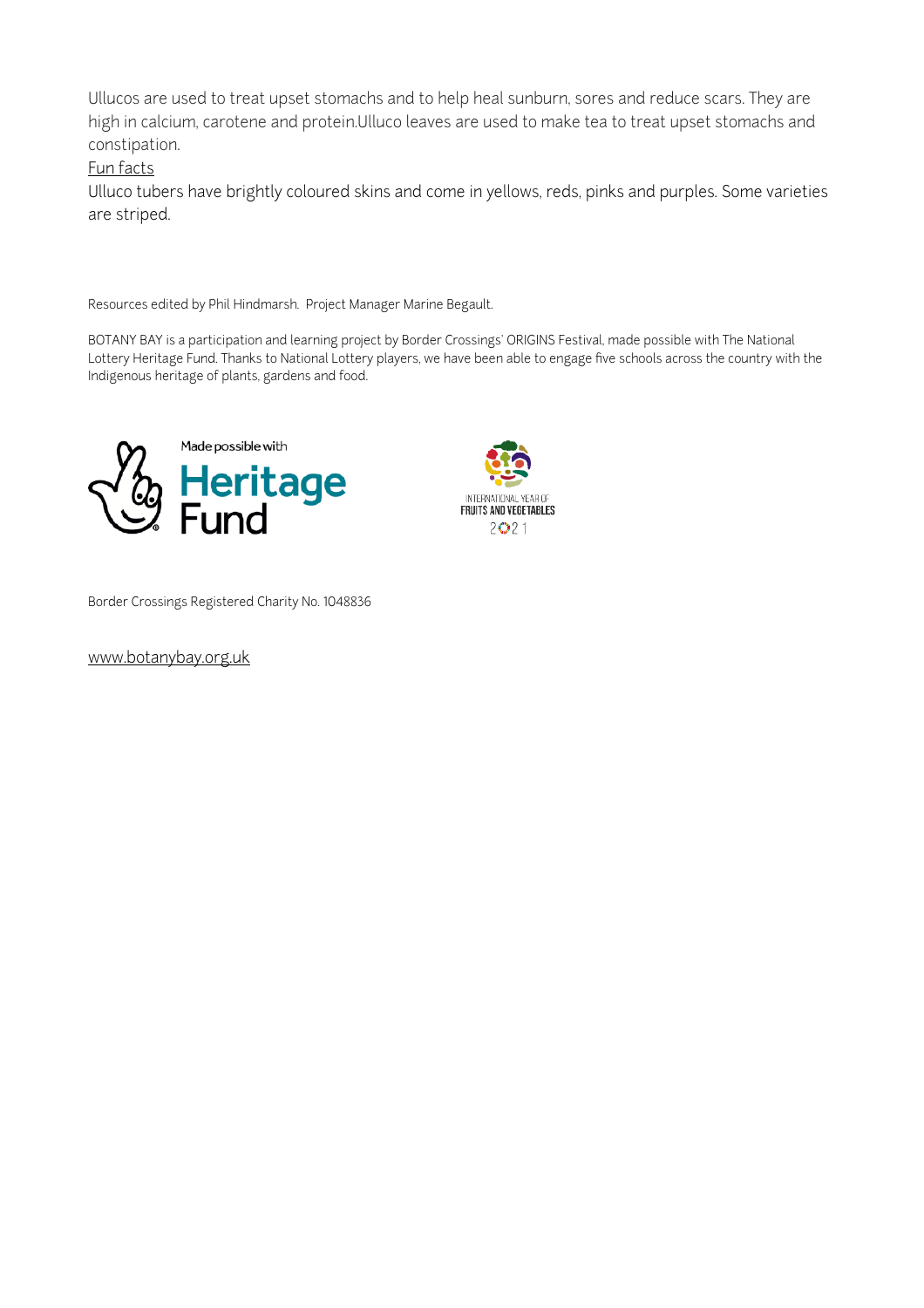Ullucos are used to treat upset stomachs and to help heal sunburn, sores and reduce scars. They are high in calcium, carotene and protein.Ulluco leaves are used to make tea to treat upset stomachs and constipation.

Fun facts

Ulluco tubers have brightly coloured skins and come in yellows, reds, pinks and purples. Some varieties are striped.

Resources edited by Phil Hindmarsh. Project Manager Marine Begault.

BOTANY BAY is a participation and learning project by Border Crossings' ORIGINS Festival, made possible with The National Lottery Heritage Fund. Thanks to National Lottery players, we have been able to engage five schools across the country with the Indigenous heritage of plants, gardens and food.

Made possible with Heritage Fund

INTERNATIONAL YEAR OF FRUITS AND VEGETABLES 2021

Border Crossings Registered Charity No. 1048836

www.botanybay.org.uk